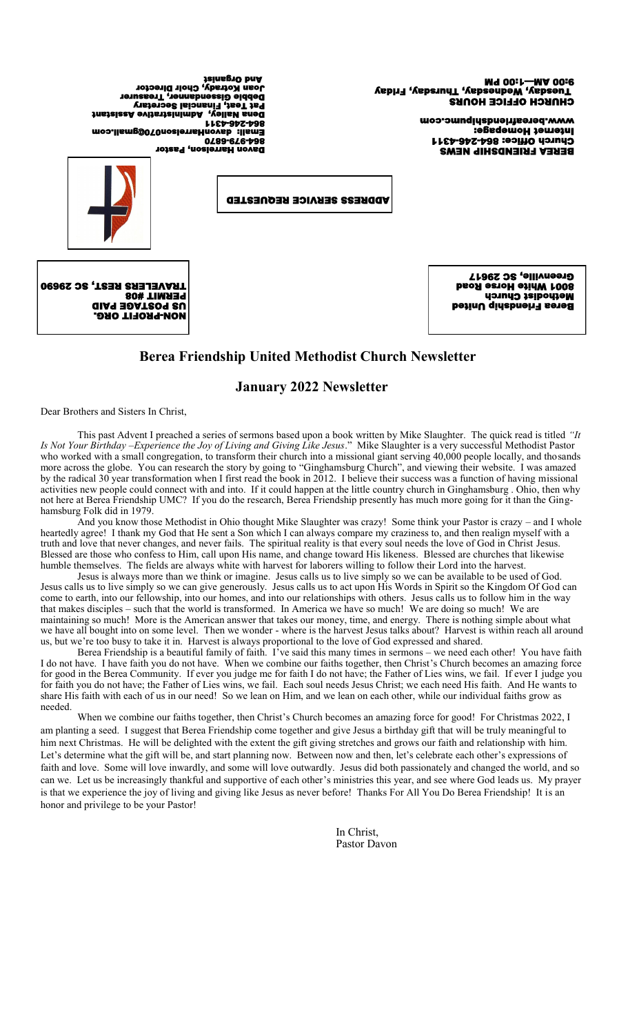BEREA FRIENDSHIP NEWS
Church Office: 864-246-4311
Internet Homepage:
www.berafriendshipumc.com

CHURCH OFFICE HOURS
Tuesday, Wednesday, Thursday, Friday
9:00 AM—1:00 PM

Davon Harrelson, Pastor
864-979-6870
Email: davonHarrelson07@gmail.com
Dena Nalley, Administrative Assistant
864-246-4311
Pat Tant, Financial Secretary
Debbie Gissendanner, Treasurer
Joan Kotrady, Choir Director
And Organist

ADDRESS SERVICE REQUESTED

Berea Friendship United
Methodist Church
8001 White Horse Road
Greenville, SC 29617

NON-PROFIT ORG.
US POSTAGE PAID
PERMIT #08
TRAVELERS REST, SC 29690

# Berea Friendship United Methodist Church Newsletter

## January 2022 Newsletter

Dear Brothers and Sisters In Christ,

This past Advent I preached a series of sermons based upon a book written by Mike Slaughter. The quick read is titled *"It Is Not Your Birthday –Experience the Joy of Living and Giving Like Jesus*." Mike Slaughter is a very successful Methodist Pastor who worked with a small congregation, to transform their church into a missional giant serving 40,000 people locally, and thousands more across the globe. You can research the story by going to "Ginghamsburg Church", and viewing their website. I was amazed by the radical 30 year transformation when I first read the book in 2012. I believe their success was a function of having missional activities new people could connect with and into. If it could happen at the little country church in Ginghamsburg . Ohio, then why not here at Berea Friendship UMC? If you do the research, Berea Friendship presently has much more going for it than the Ginghamsburg Folk did in 1979.

And you know those Methodist in Ohio thought Mike Slaughter was crazy! Some think your Pastor is crazy – and I whole heartedly agree! I thank my God that He sent a Son which I can always compare my craziness to, and then realign myself with a truth and love that never changes, and never fails. The spiritual reality is that every soul needs the love of God in Christ Jesus. Blessed are those who confess to Him, call upon His name, and change toward His likeness. Blessed are churches that likewise humble themselves. The fields are always white with harvest for laborers willing to follow their Lord into the harvest.

Jesus is always more than we think or imagine. Jesus calls us to live simply so we can be available to be used of God. Jesus calls us to live simply so we can give generously. Jesus calls us to act upon His Words in Spirit so the Kingdom Of God can come to earth, into our fellowship, into our homes, and into our relationships with others. Jesus calls us to follow him in the way that makes disciples – such that the world is transformed. In America we have so much! We are doing so much! We are maintaining so much! More is the American answer that takes our money, time, and energy. There is nothing simple about what we have all bought into on some level. Then we wonder - where is the harvest Jesus talks about? Harvest is within reach all around us, but we're too busy to take it in. Harvest is always proportional to the love of God expressed and shared.

Berea Friendship is a beautiful family of faith. I've said this many times in sermons – we need each other! You have faith I do not have. I have faith you do not have. When we combine our faiths together, then Christ's Church becomes an amazing force for good in the Berea Community. If ever you judge me for faith I do not have; the Father of Lies wins, we fail. If ever I judge you for faith you do not have; the Father of Lies wins, we fail. Each soul needs Jesus Christ; we each need His faith. And He wants to share His faith with each of us in our need! So we lean on Him, and we lean on each other, while our individual faiths grow as needed.

When we combine our faiths together, then Christ's Church becomes an amazing force for good! For Christmas 2022, I am planting a seed. I suggest that Berea Friendship come together and give Jesus a birthday gift that will be truly meaningful to him next Christmas. He will be delighted with the extent the gift giving stretches and grows our faith and relationship with him. Let's determine what the gift will be, and start planning now. Between now and then, let's celebrate each other's expressions of faith and love. Some will love inwardly, and some will love outwardly. Jesus did both passionately and changed the world, and so can we. Let us be increasingly thankful and supportive of each other's ministries this year, and see where God leads us. My prayer is that we experience the joy of living and giving like Jesus as never before! Thanks For All You Do Berea Friendship! It is an honor and privilege to be your Pastor!

In Christ,
Pastor Davon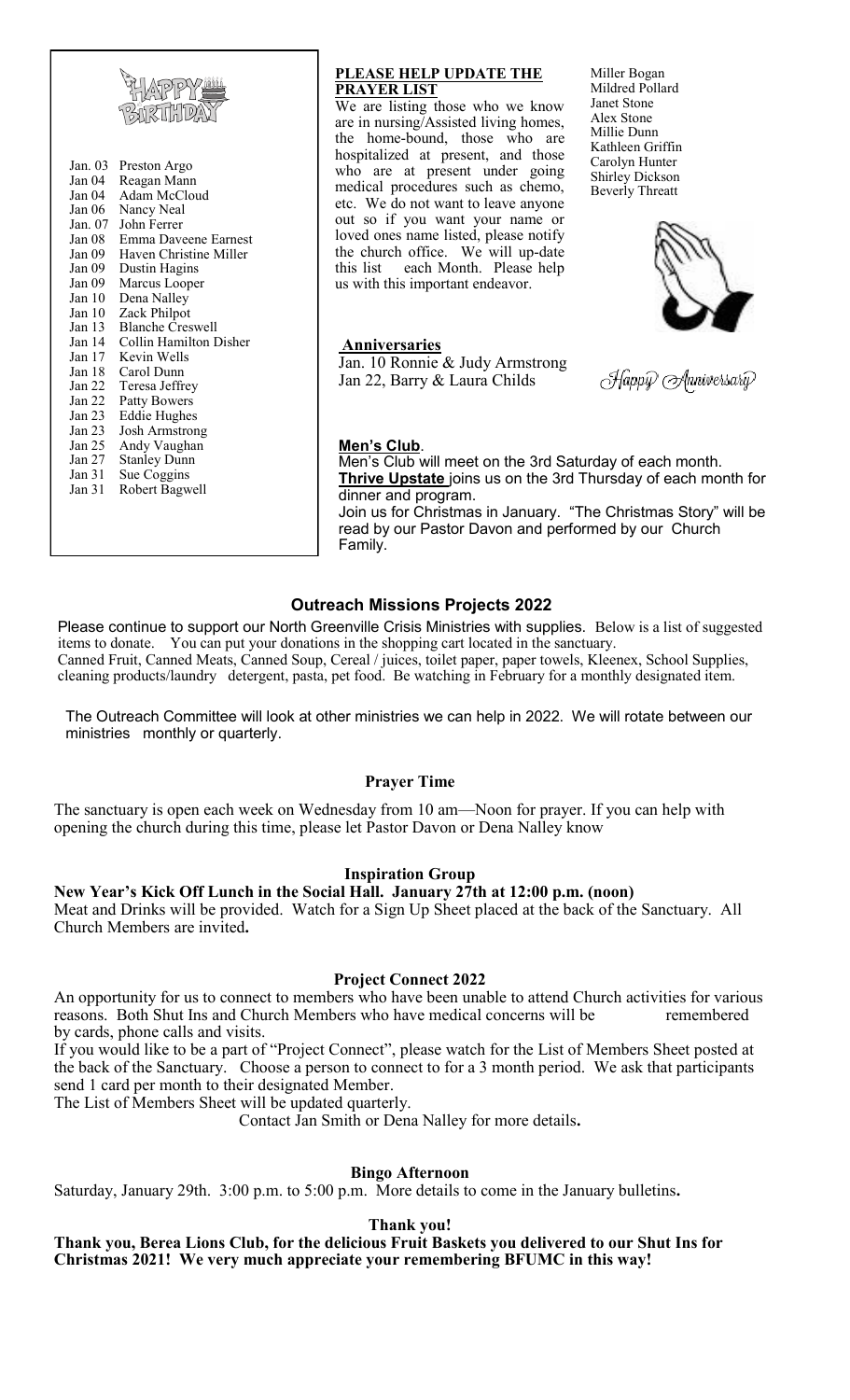## HAPPY BIRTHDAY

Jan. 03 Preston Argo
Jan 04 Reagan Mann
Jan 04 Adam McCloud
Jan 06 Nancy Neal
Jan. 07 John Ferrer
Jan 08 Emma Daveene Earnest
Jan 09 Haven Christine Miller
Jan 09 Dustin Hagins
Jan 09 Marcus Looper
Jan 10 Dena Nalley
Jan 10 Zack Philpot
Jan 13 Blanche Creswell
Jan 14 Collin Hamilton Disher
Jan 17 Kevin Wells
Jan 18 Carol Dunn
Jan 22 Teresa Jeffrey
Jan 22 Patty Bowers
Jan 23 Eddie Hughes
Jan 23 Josh Armstrong
Jan 25 Andy Vaughan
Jan 27 Stanley Dunn
Jan 31 Sue Coggins
Jan 31 Robert Bagwell

**PLEASE HELP UPDATE THE PRAYER LIST**

We are listing those who we know are in nursing/Assisted living homes, the home-bound, those who are hospitalized at present, and those who are at present under going medical procedures such as chemo, etc. We do not want to leave anyone out so if you want your name or loved ones name listed, please notify the church office. We will up-date this list each Month. Please help us with this important endeavor.

Miller Bogan
Mildred Pollard
Janet Stone
Alex Stone
Millie Dunn
Kathleen Griffin
Carolyn Hunter
Shirley Dickson
Beverly Threatt

**Anniversaries**

Jan. 10 Ronnie & Judy Armstrong
Jan 22, Barry & Laura Childs

*Happy Anniversary*

**Men's Club**.

Men's Club will meet on the 3rd Saturday of each month.
**Thrive Upstate** joins us on the 3rd Thursday of each month for dinner and program.
Join us for Christmas in January. "The Christmas Story" will be read by our Pastor Davon and performed by our Church Family.

## Outreach Missions Projects 2022

Please continue to support our North Greenville Crisis Ministries with supplies. Below is a list of suggested items to donate. You can put your donations in the shopping cart located in the sanctuary.
Canned Fruit, Canned Meats, Canned Soup, Cereal / juices, toilet paper, paper towels, Kleenex, School Supplies, cleaning products/laundry detergent, pasta, pet food. Be watching in February for a monthly designated item.

The Outreach Committee will look at other ministries we can help in 2022. We will rotate between our ministries monthly or quarterly.

### Prayer Time

The sanctuary is open each week on Wednesday from 10 am—Noon for prayer. If you can help with opening the church during this time, please let Pastor Davon or Dena Nalley know

### Inspiration Group

**New Year's Kick Off Lunch in the Social Hall. January 27th at 12:00 p.m. (noon)**

Meat and Drinks will be provided. Watch for a Sign Up Sheet placed at the back of the Sanctuary. All Church Members are invited**.**

### Project Connect 2022

An opportunity for us to connect to members who have been unable to attend Church activities for various reasons. Both Shut Ins and Church Members who have medical concerns will be remembered by cards, phone calls and visits.

If you would like to be a part of "Project Connect", please watch for the List of Members Sheet posted at the back of the Sanctuary. Choose a person to connect to for a 3 month period. We ask that participants send 1 card per month to their designated Member.

The List of Members Sheet will be updated quarterly.

Contact Jan Smith or Dena Nalley for more details**.**

### Bingo Afternoon

Saturday, January 29th. 3:00 p.m. to 5:00 p.m. More details to come in the January bulletins**.**

### Thank you!

**Thank you, Berea Lions Club, for the delicious Fruit Baskets you delivered to our Shut Ins for Christmas 2021! We very much appreciate your remembering BFUMC in this way!**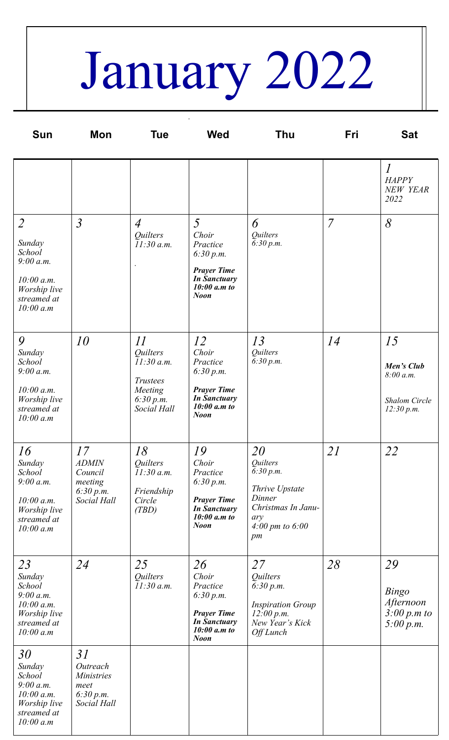# January 2022

| Sun | Mon | Tue | Wed | Thu | Fri | Sat |
| --- | --- | --- | --- | --- | --- | --- |
| | | | | | | *1* *HAPPY NEW YEAR 2022* |
| *2* *Sunday School 9:00 a.m.* *10:00 a.m. Worship live streamed at 10:00 a.m* | *3* | *4* *Quilters 11:30 a.m.* | *5* *Choir Practice 6:30 p.m.* ***Prayer Time In Sanctuary 10:00 a.m to Noon*** | *6* *Quilters 6:30 p.m.* | *7* | *8* |
| *9* *Sunday School 9:00 a.m.* *10:00 a.m. Worship live streamed at 10:00 a.m* | *10* | *11* *Quilters 11:30 a.m.* *Trustees Meeting 6:30 p.m. Social Hall* | *12* *Choir Practice 6:30 p.m.* ***Prayer Time In Sanctuary 10:00 a.m to Noon*** | *13* *Quilters 6:30 p.m.* | *14* | *15* ***Men's Club*** *8:00 a.m.* *Shalom Circle 12:30 p.m.* |
| *16* *Sunday School 9:00 a.m.* *10:00 a.m. Worship live streamed at 10:00 a.m* | *17* *ADMIN Council meeting 6:30 p.m. Social Hall* | *18* *Quilters 11:30 a.m.* *Friendship Circle (TBD)* | *19* *Choir Practice 6:30 p.m.* ***Prayer Time In Sanctuary 10:00 a.m to Noon*** | *20* *Quilters 6:30 p.m.* *Thrive Upstate Dinner Christmas In January 4:00 pm to 6:00 pm* | *21* | *22* |
| *23* *Sunday School 9:00 a.m. 10:00 a.m. Worship live streamed at 10:00 a.m* | *24* | *25* *Quilters 11:30 a.m.* | *26* *Choir Practice 6:30 p.m.* ***Prayer Time In Sanctuary 10:00 a.m to Noon*** | *27* *Quilters 6:30 p.m.* *Inspiration Group 12:00 p.m. New Year's Kick Off Lunch* | *28* | *29* *Bingo Afternoon 3:00 p.m to 5:00 p.m.* |
| *30* *Sunday School 9:00 a.m. 10:00 a.m. Worship live streamed at 10:00 a.m* | *31* *Outreach Ministries meet 6:30 p.m. Social Hall* | | | | | |